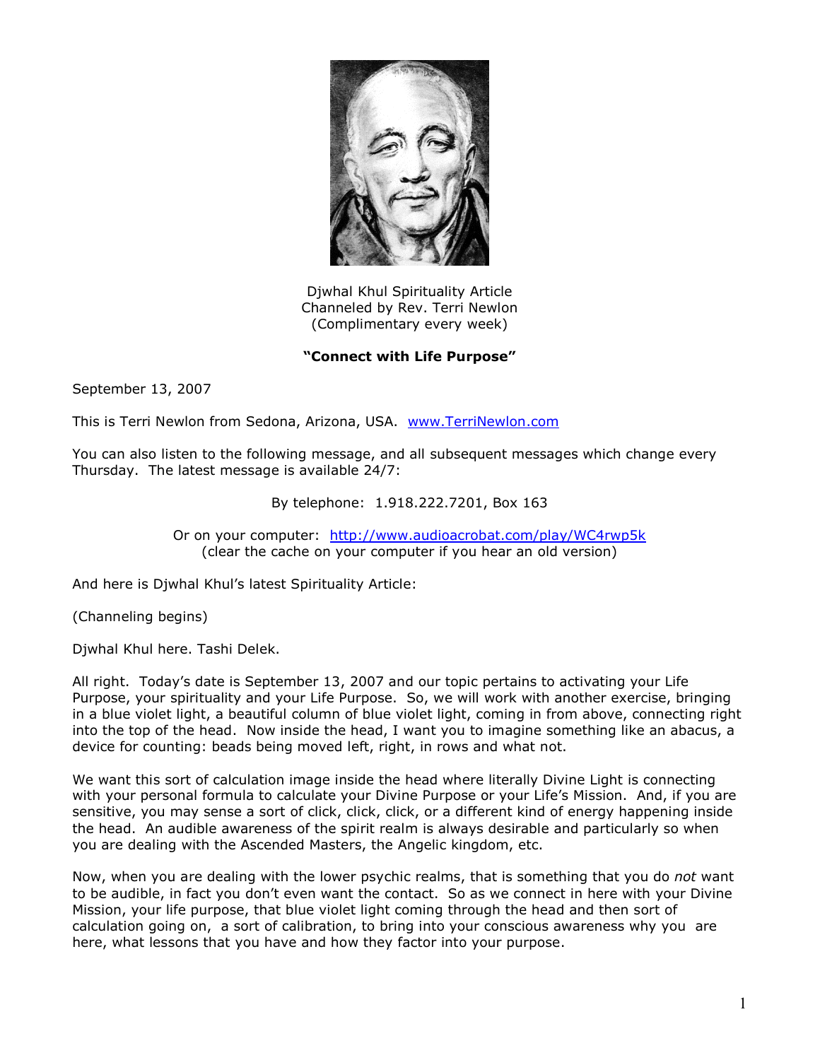Djwhal Khul Spirituality Article
Channeled by Rev. Terri Newlon
(Complimentary every week)

**"Connect with Life Purpose"**

September 13, 2007

This is Terri Newlon from Sedona, Arizona, USA. www.TerriNewlon.com

You can also listen to the following message, and all subsequent messages which change every Thursday. The latest message is available 24/7:

By telephone: 1.918.222.7201, Box 163

Or on your computer: http://www.audioacrobat.com/play/WC4rwp5k
(clear the cache on your computer if you hear an old version)

And here is Djwhal Khul's latest Spirituality Article:

(Channeling begins)

Djwhal Khul here. Tashi Delek.

All right. Today's date is September 13, 2007 and our topic pertains to activating your Life Purpose, your spirituality and your Life Purpose. So, we will work with another exercise, bringing in a blue violet light, a beautiful column of blue violet light, coming in from above, connecting right into the top of the head. Now inside the head, I want you to imagine something like an abacus, a device for counting: beads being moved left, right, in rows and what not.

We want this sort of calculation image inside the head where literally Divine Light is connecting with your personal formula to calculate your Divine Purpose or your Life's Mission. And, if you are sensitive, you may sense a sort of click, click, click, or a different kind of energy happening inside the head. An audible awareness of the spirit realm is always desirable and particularly so when you are dealing with the Ascended Masters, the Angelic kingdom, etc.

Now, when you are dealing with the lower psychic realms, that is something that you do *not* want to be audible, in fact you don't even want the contact. So as we connect in here with your Divine Mission, your life purpose, that blue violet light coming through the head and then sort of calculation going on, a sort of calibration, to bring into your conscious awareness why you are here, what lessons that you have and how they factor into your purpose.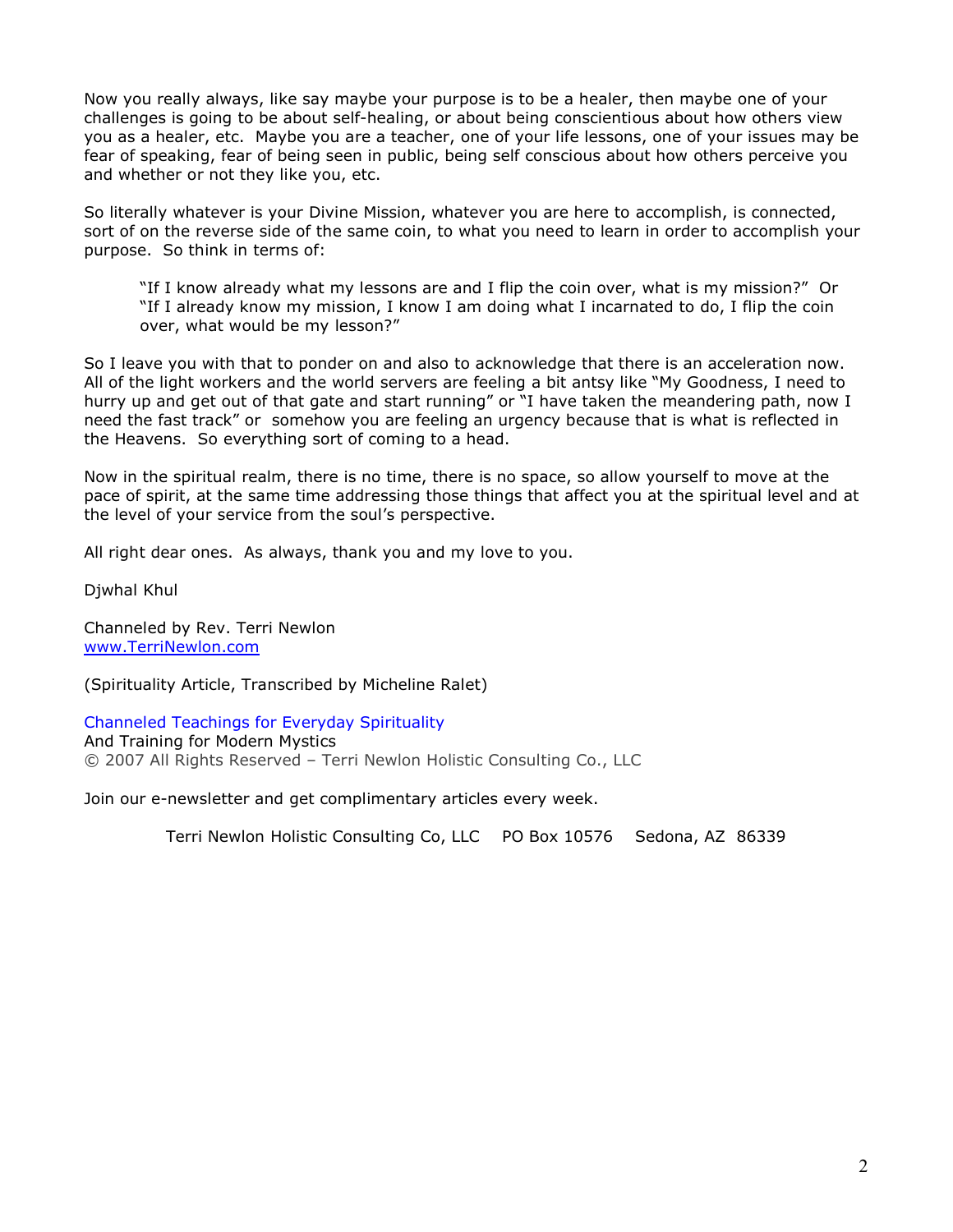Now you really always, like say maybe your purpose is to be a healer, then maybe one of your challenges is going to be about self-healing, or about being conscientious about how others view you as a healer, etc. Maybe you are a teacher, one of your life lessons, one of your issues may be fear of speaking, fear of being seen in public, being self conscious about how others perceive you and whether or not they like you, etc.

So literally whatever is your Divine Mission, whatever you are here to accomplish, is connected, sort of on the reverse side of the same coin, to what you need to learn in order to accomplish your purpose. So think in terms of:

> "If I know already what my lessons are and I flip the coin over, what is my mission?" Or "If I already know my mission, I know I am doing what I incarnated to do, I flip the coin over, what would be my lesson?"

So I leave you with that to ponder on and also to acknowledge that there is an acceleration now. All of the light workers and the world servers are feeling a bit antsy like "My Goodness, I need to hurry up and get out of that gate and start running" or "I have taken the meandering path, now I need the fast track" or somehow you are feeling an urgency because that is what is reflected in the Heavens. So everything sort of coming to a head.

Now in the spiritual realm, there is no time, there is no space, so allow yourself to move at the pace of spirit, at the same time addressing those things that affect you at the spiritual level and at the level of your service from the soul's perspective.

All right dear ones. As always, thank you and my love to you.

Djwhal Khul

Channeled by Rev. Terri Newlon
www.TerriNewlon.com

(Spirituality Article, Transcribed by Micheline Ralet)

Channeled Teachings for Everyday Spirituality
And Training for Modern Mystics
© 2007 All Rights Reserved – Terri Newlon Holistic Consulting Co., LLC

Join our e-newsletter and get complimentary articles every week.

Terri Newlon Holistic Consulting Co, LLC PO Box 10576 Sedona, AZ 86339